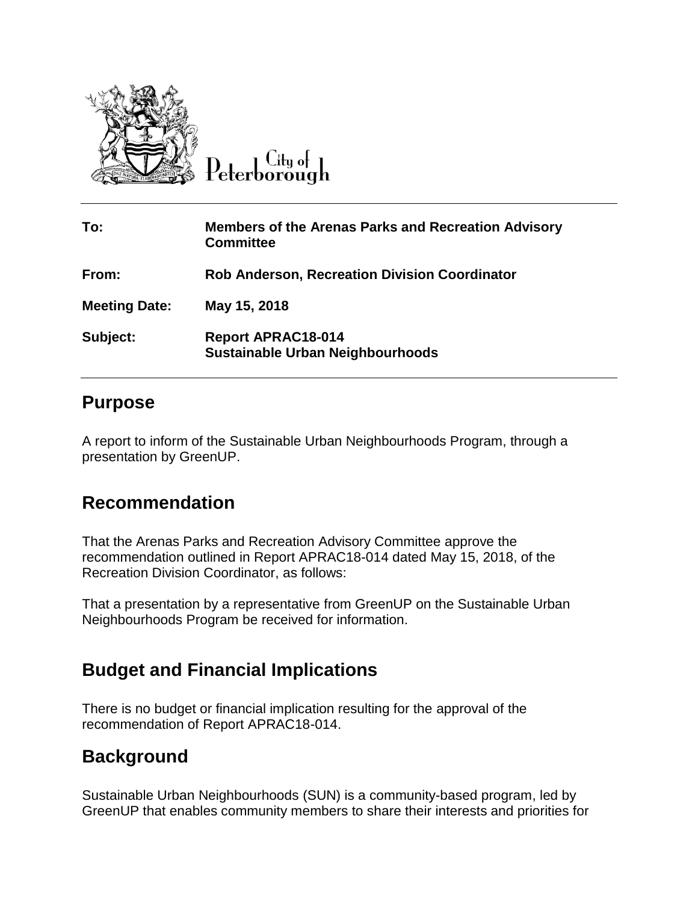City of Peterborough

| | |
|---|---|
| **To:** | **Members of the Arenas Parks and Recreation Advisory Committee** |
| **From:** | **Rob Anderson, Recreation Division Coordinator** |
| **Meeting Date:** | **May 15, 2018** |
| **Subject:** | **Report APRAC18-014**<br>**Sustainable Urban Neighbourhoods** |

## Purpose

A report to inform of the Sustainable Urban Neighbourhoods Program, through a presentation by GreenUP.

## Recommendation

That the Arenas Parks and Recreation Advisory Committee approve the recommendation outlined in Report APRAC18-014 dated May 15, 2018, of the Recreation Division Coordinator, as follows:

That a presentation by a representative from GreenUP on the Sustainable Urban Neighbourhoods Program be received for information.

## Budget and Financial Implications

There is no budget or financial implication resulting for the approval of the recommendation of Report APRAC18-014.

## Background

Sustainable Urban Neighbourhoods (SUN) is a community-based program, led by GreenUP that enables community members to share their interests and priorities for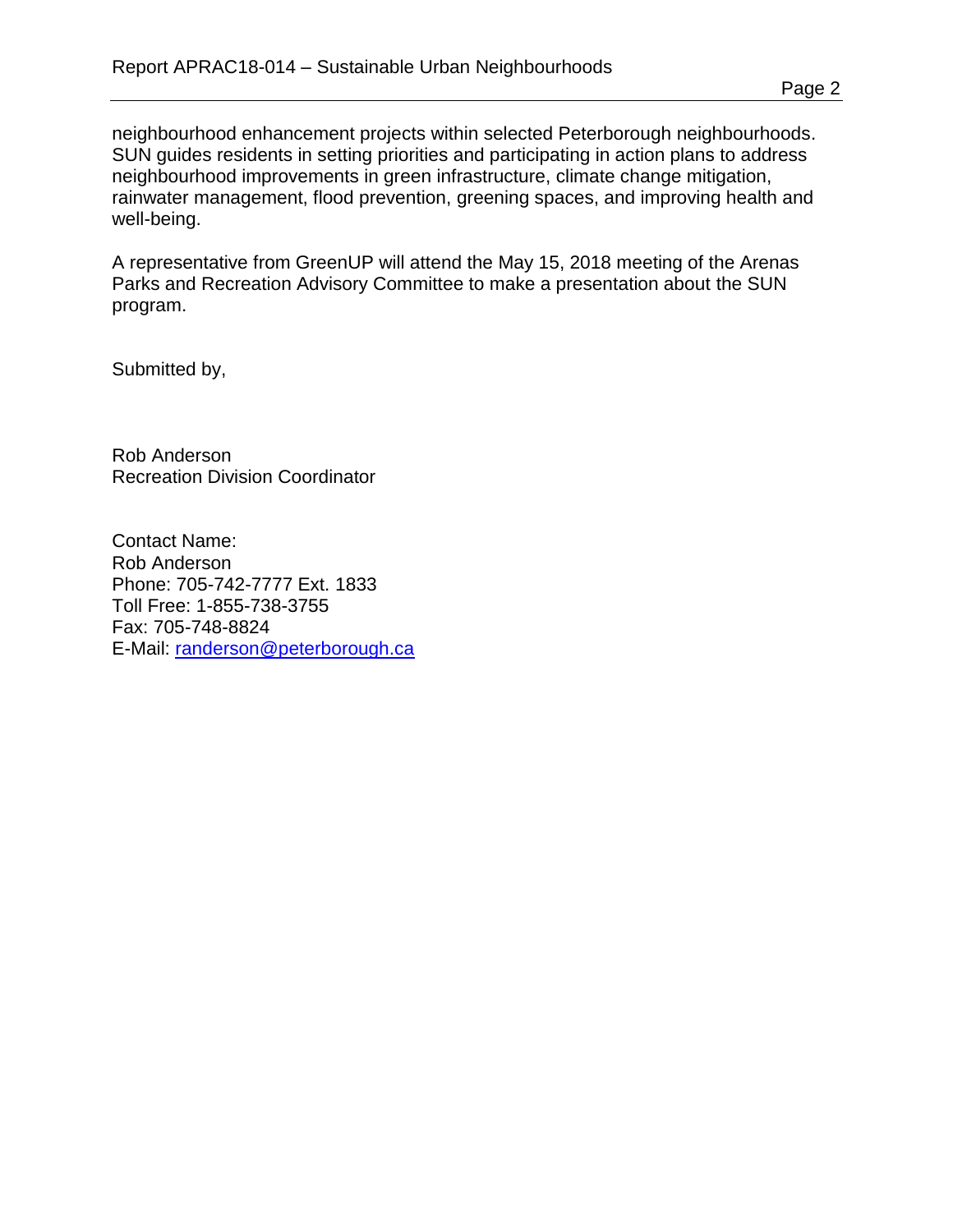neighbourhood enhancement projects within selected Peterborough neighbourhoods. SUN guides residents in setting priorities and participating in action plans to address neighbourhood improvements in green infrastructure, climate change mitigation, rainwater management, flood prevention, greening spaces, and improving health and well-being.

A representative from GreenUP will attend the May 15, 2018 meeting of the Arenas Parks and Recreation Advisory Committee to make a presentation about the SUN program.

Submitted by,

Rob Anderson
Recreation Division Coordinator

Contact Name:
Rob Anderson
Phone: 705-742-7777 Ext. 1833
Toll Free: 1-855-738-3755
Fax: 705-748-8824
E-Mail: randerson@peterborough.ca